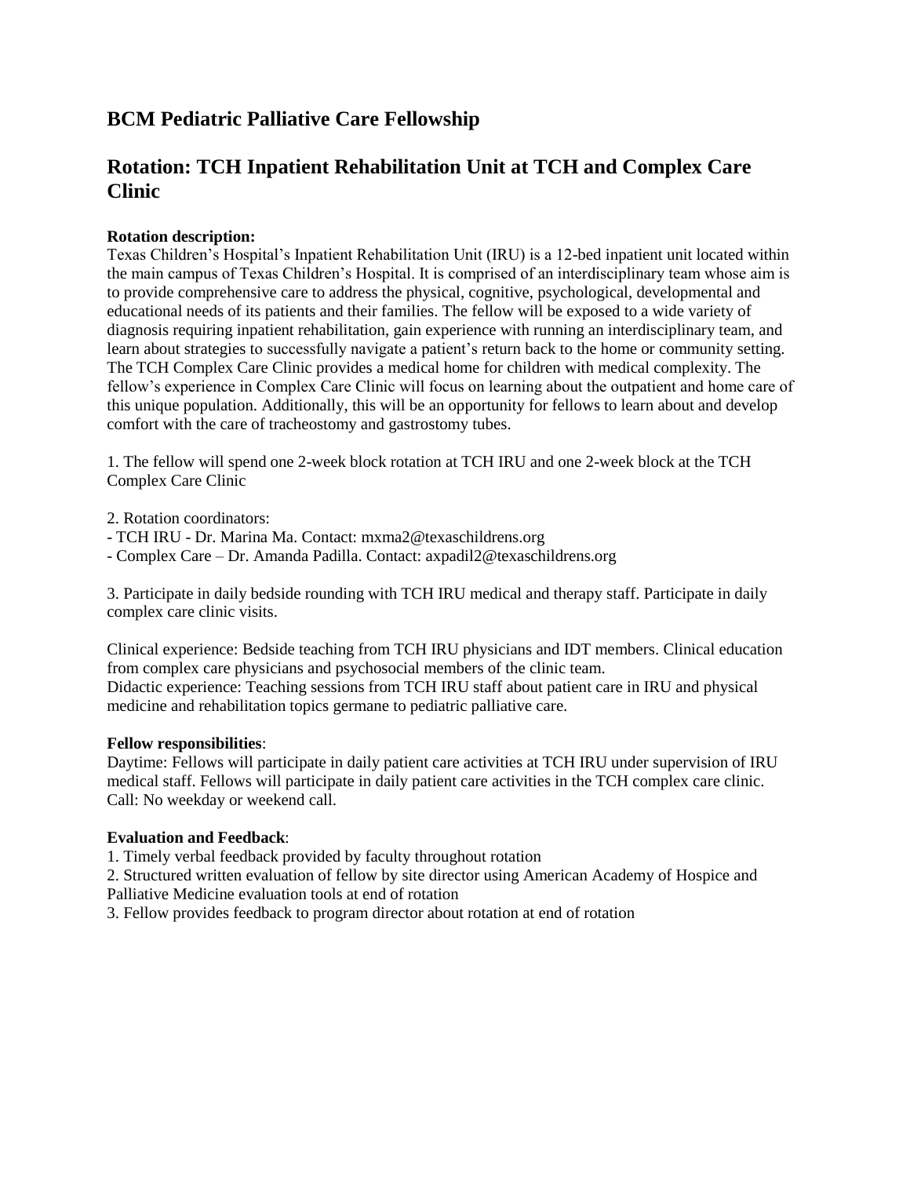## BCM Pediatric Palliative Care Fellowship

## Rotation: TCH Inpatient Rehabilitation Unit at TCH and Complex Care Clinic

**Rotation description:**
Texas Children's Hospital's Inpatient Rehabilitation Unit (IRU) is a 12-bed inpatient unit located within the main campus of Texas Children's Hospital. It is comprised of an interdisciplinary team whose aim is to provide comprehensive care to address the physical, cognitive, psychological, developmental and educational needs of its patients and their families. The fellow will be exposed to a wide variety of diagnosis requiring inpatient rehabilitation, gain experience with running an interdisciplinary team, and learn about strategies to successfully navigate a patient's return back to the home or community setting. The TCH Complex Care Clinic provides a medical home for children with medical complexity. The fellow's experience in Complex Care Clinic will focus on learning about the outpatient and home care of this unique population. Additionally, this will be an opportunity for fellows to learn about and develop comfort with the care of tracheostomy and gastrostomy tubes.

1. The fellow will spend one 2-week block rotation at TCH IRU and one 2-week block at the TCH Complex Care Clinic

2. Rotation coordinators:
- TCH IRU - Dr. Marina Ma. Contact: mxma2@texaschildrens.org
- Complex Care – Dr. Amanda Padilla. Contact: axpadil2@texaschildrens.org

3. Participate in daily bedside rounding with TCH IRU medical and therapy staff. Participate in daily complex care clinic visits.

Clinical experience: Bedside teaching from TCH IRU physicians and IDT members. Clinical education from complex care physicians and psychosocial members of the clinic team.
Didactic experience: Teaching sessions from TCH IRU staff about patient care in IRU and physical medicine and rehabilitation topics germane to pediatric palliative care.

**Fellow responsibilities**:
Daytime: Fellows will participate in daily patient care activities at TCH IRU under supervision of IRU medical staff. Fellows will participate in daily patient care activities in the TCH complex care clinic.
Call: No weekday or weekend call.

**Evaluation and Feedback**:
1. Timely verbal feedback provided by faculty throughout rotation
2. Structured written evaluation of fellow by site director using American Academy of Hospice and Palliative Medicine evaluation tools at end of rotation
3. Fellow provides feedback to program director about rotation at end of rotation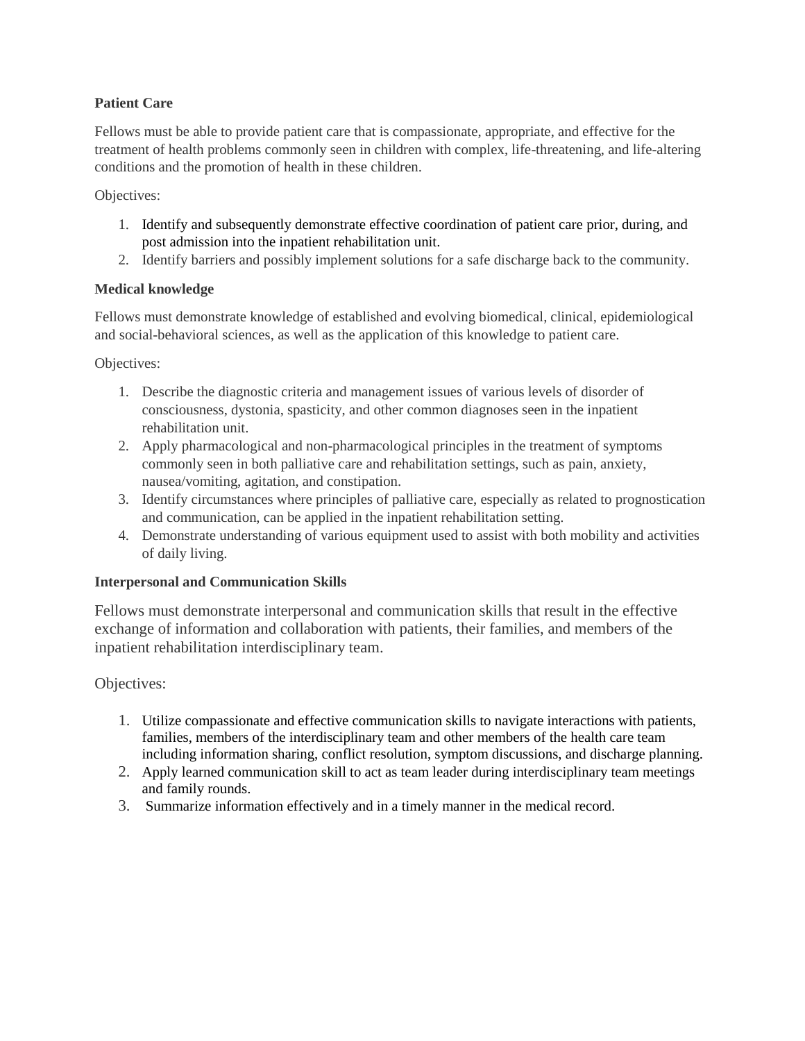**Patient Care**

Fellows must be able to provide patient care that is compassionate, appropriate, and effective for the treatment of health problems commonly seen in children with complex, life-threatening, and life-altering conditions and the promotion of health in these children.

Objectives:

1. Identify and subsequently demonstrate effective coordination of patient care prior, during, and post admission into the inpatient rehabilitation unit.
2. Identify barriers and possibly implement solutions for a safe discharge back to the community.

**Medical knowledge**

Fellows must demonstrate knowledge of established and evolving biomedical, clinical, epidemiological and social-behavioral sciences, as well as the application of this knowledge to patient care.

Objectives:

1. Describe the diagnostic criteria and management issues of various levels of disorder of consciousness, dystonia, spasticity, and other common diagnoses seen in the inpatient rehabilitation unit.
2. Apply pharmacological and non-pharmacological principles in the treatment of symptoms commonly seen in both palliative care and rehabilitation settings, such as pain, anxiety, nausea/vomiting, agitation, and constipation.
3. Identify circumstances where principles of palliative care, especially as related to prognostication and communication, can be applied in the inpatient rehabilitation setting.
4. Demonstrate understanding of various equipment used to assist with both mobility and activities of daily living.

**Interpersonal and Communication Skills**

Fellows must demonstrate interpersonal and communication skills that result in the effective exchange of information and collaboration with patients, their families, and members of the inpatient rehabilitation interdisciplinary team.

Objectives:

1. Utilize compassionate and effective communication skills to navigate interactions with patients, families, members of the interdisciplinary team and other members of the health care team including information sharing, conflict resolution, symptom discussions, and discharge planning.
2. Apply learned communication skill to act as team leader during interdisciplinary team meetings and family rounds.
3. Summarize information effectively and in a timely manner in the medical record.